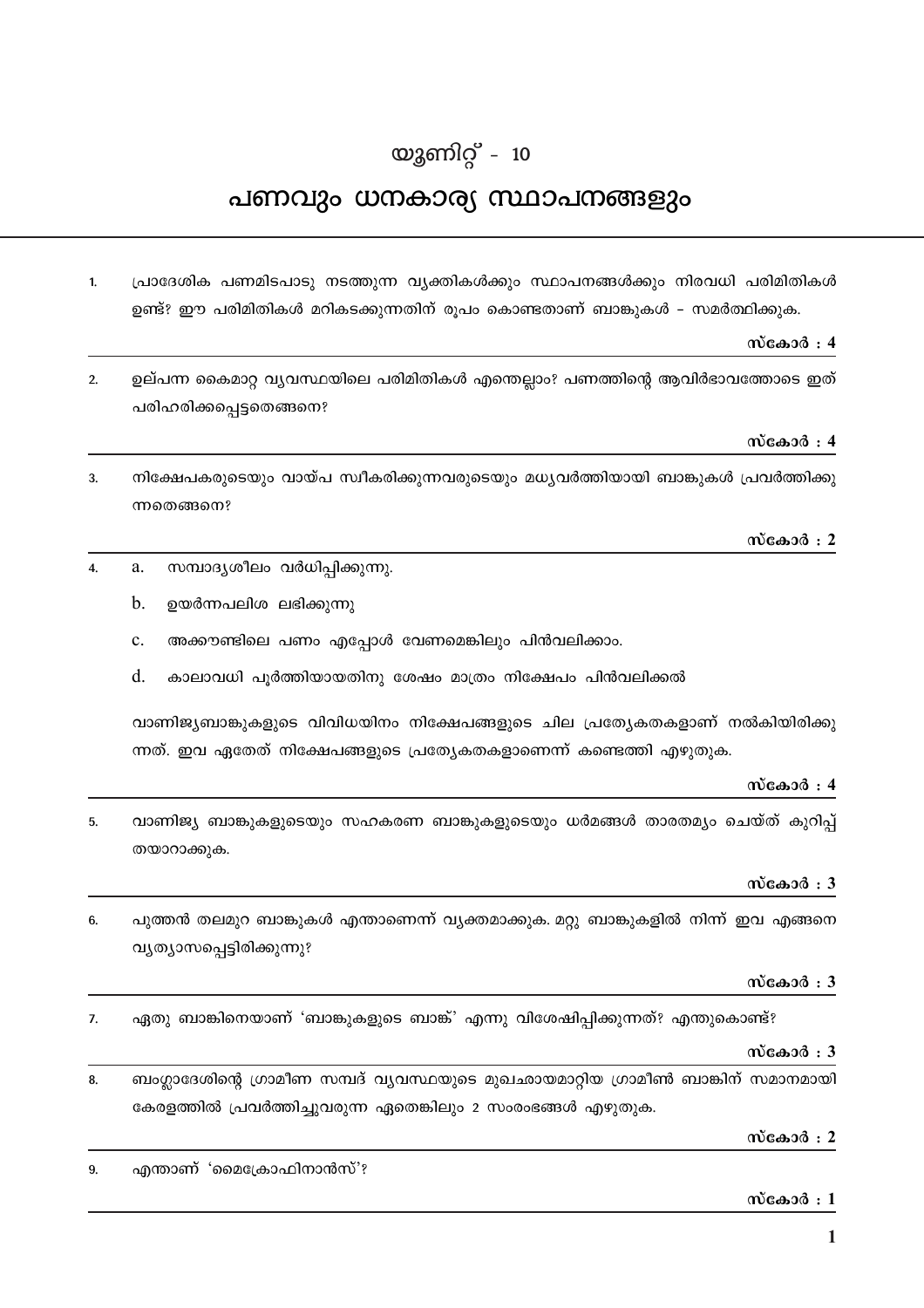# യൂണിറ്റ് - 10

# പണവും ധനകാര്യ സ്ഥാപനങ്ങളും

1. പ്രാദേശിക പണമിടപാടു നടത്തുന്ന വ്യക്തികൾക്കും സ്ഥാപനങ്ങൾക്കും നിരവധി പരിമിതികൾ ഉണ്ട്? ഈ പരിമിതികൾ മറികടക്കുന്നതിന് രൂപം കൊണ്ടതാണ് ബാങ്കുകൾ - സമർത്ഥിക്കുക.

   **സ്കോർ : 4**

2. ഉല്പന്ന കൈമാറ്റ വ്യവസ്ഥയിലെ പരിമിതികൾ എന്തെല്ലാം? പണത്തിന്റെ ആവിർഭാവത്തോടെ ഇത് പരിഹരിക്കപ്പെട്ടതെങ്ങനെ?

   **സ്കോർ : 4**

3. നിക്ഷേപകരുടെയും വായ്പ സ്വീകരിക്കുന്നവരുടെയും മധ്യവർത്തിയായി ബാങ്കുകൾ പ്രവർത്തിക്കുന്നതെങ്ങനെ?

   **സ്കോർ : 2**

4. a. സമ്പാദ്യശീലം വർധിപ്പിക്കുന്നു.

   b. ഉയർന്നപലിശ ലഭിക്കുന്നു

   c. അക്കൗണ്ടിലെ പണം എപ്പോൾ വേണമെങ്കിലും പിൻവലിക്കാം.

   d. കാലാവധി പൂർത്തിയായതിനു ശേഷം മാത്രം നിക്ഷേപം പിൻവലിക്കൽ

   വാണിജ്യബാങ്കുകളുടെ വിവിധയിനം നിക്ഷേപങ്ങളുടെ ചില പ്രത്യേകതകളാണ് നൽകിയിരിക്കുന്നത്. ഇവ ഏതേത് നിക്ഷേപങ്ങളുടെ പ്രത്യേകതകളാണെന്ന് കണ്ടെത്തി എഴുതുക.

   **സ്കോർ : 4**

5. വാണിജ്യ ബാങ്കുകളുടെയും സഹകരണ ബാങ്കുകളുടെയും ധർമങ്ങൾ താരതമ്യം ചെയ്ത് കുറിപ്പ് തയാറാക്കുക.

   **സ്കോർ : 3**

6. പുത്തൻ തലമുറ ബാങ്കുകൾ എന്താണെന്ന് വ്യക്തമാക്കുക. മറ്റു ബാങ്കുകളിൽ നിന്ന് ഇവ എങ്ങനെ വ്യത്യാസപ്പെട്ടിരിക്കുന്നു?

   **സ്കോർ : 3**

7. ഏതു ബാങ്കിനെയാണ് 'ബാങ്കുകളുടെ ബാങ്ക്' എന്നു വിശേഷിപ്പിക്കുന്നത്? എന്തുകൊണ്ട്?

   **സ്കോർ : 3**

8. ബംഗ്ലാദേശിന്റെ ഗ്രാമീണ സമ്പദ് വ്യവസ്ഥയുടെ മുഖഛായമാറ്റിയ ഗ്രാമീൺ ബാങ്കിന് സമാനമായി കേരളത്തിൽ പ്രവർത്തിച്ചുവരുന്ന ഏതെങ്കിലും 2 സംരംഭങ്ങൾ എഴുതുക.

   **സ്കോർ : 2**

9. എന്താണ് 'മൈക്രോഫിനാൻസ്'?

   **സ്കോർ : 1**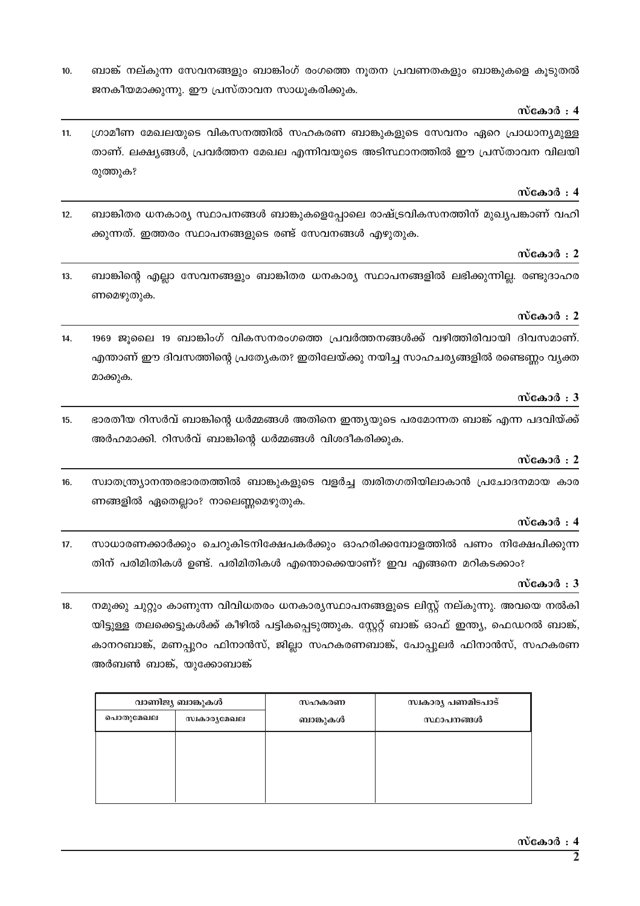10. ബാങ്ക് നല്കുന്ന സേവനങ്ങളും ബാങ്കിംഗ് രംഗത്തെ നൂതന പ്രവണതകളും ബാങ്കുകളെ കൂടുതൽ ജനകീയമാക്കുന്നു. ഈ പ്രസ്താവന സാധൂകരിക്കുക.

**സ്കോർ : 4**

11. ഗ്രാമീണ മേഖലയുടെ വികസനത്തിൽ സഹകരണ ബാങ്കുകളുടെ സേവനം ഏറെ പ്രാധാന്യമുള്ളതാണ്. ലക്ഷ്യങ്ങൾ, പ്രവർത്തന മേഖല എന്നിവയുടെ അടിസ്ഥാനത്തിൽ ഈ പ്രസ്താവന വിലയിരുത്തുക?

**സ്കോർ : 4**

12. ബാങ്കിതര ധനകാര്യ സ്ഥാപനങ്ങൾ ബാങ്കുകളെപ്പോലെ രാഷ്ട്രവികസനത്തിന് മുഖ്യപങ്കാണ് വഹിക്കുന്നത്. ഇത്തരം സ്ഥാപനങ്ങളുടെ രണ്ട് സേവനങ്ങൾ എഴുതുക.

**സ്കോർ : 2**

13. ബാങ്കിന്റെ എല്ലാ സേവനങ്ങളും ബാങ്കിതര ധനകാര്യ സ്ഥാപനങ്ങളിൽ ലഭിക്കുന്നില്ല. രണ്ടുദാഹരണമെഴുതുക.

**സ്കോർ : 2**

14. 1969 ജൂലൈ 19 ബാങ്കിംഗ് വികസനരംഗത്തെ പ്രവർത്തനങ്ങൾക്ക് വഴിത്തിരിവായി ദിവസമാണ്. എന്താണ് ഈ ദിവസത്തിന്റെ പ്രത്യേകത? ഇതിലേയ്ക്കു നയിച്ച സാഹചര്യങ്ങളിൽ രണ്ടെണ്ണം വ്യക്തമാക്കുക.

**സ്കോർ : 3**

15. ഭാരതീയ റിസർവ് ബാങ്കിന്റെ ധർമ്മങ്ങൾ അതിനെ ഇന്ത്യയുടെ പരമോന്നത ബാങ്ക് എന്ന പദവിയ്ക്ക് അർഹമാക്കി. റിസർവ് ബാങ്കിന്റെ ധർമ്മങ്ങൾ വിശദീകരിക്കുക.

**സ്കോർ : 2**

16. സ്വാതന്ത്ര്യാനന്തരഭാരതത്തിൽ ബാങ്കുകളുടെ വളർച്ച ത്വരിതഗതിയിലാകാൻ പ്രചോദനമായ കാരണങ്ങളിൽ ഏതെല്ലാം? നാലെണ്ണമെഴുതുക.

**സ്കോർ : 4**

17. സാധാരണക്കാർക്കും ചെറുകിടനിക്ഷേപകർക്കും ഓഹരിക്കമ്പോളത്തിൽ പണം നിക്ഷേപിക്കുന്നതിന് പരിമിതികൾ ഉണ്ട്. പരിമിതികൾ എന്തൊക്കെയാണ്? ഇവ എങ്ങനെ മറികടക്കാം?

**സ്കോർ : 3**

18. നമുക്കു ചുറ്റും കാണുന്ന വിവിധതരം ധനകാര്യസ്ഥാപനങ്ങളുടെ ലിസ്റ്റ് നല്കുന്നു. അവയെ നൽകിയിട്ടുള്ള തലക്കെട്ടുകൾക്ക് കീഴിൽ പട്ടികപ്പെടുത്തുക. സ്റ്റേറ്റ് ബാങ്ക് ഓഫ് ഇന്ത്യ, ഫെഡറൽ ബാങ്ക്, കാനറബാങ്ക്, മണപ്പുറം ഫിനാൻസ്, ജില്ലാ സഹകരണബാങ്ക്, പോപ്പുലർ ഫിനാൻസ്, സഹകരണ അർബൺ ബാങ്ക്, യുക്കോബാങ്ക്

| വാണിജ്യ ബാങ്കുകൾ | | സഹകരണ ബാങ്കുകൾ | സ്വകാര്യ പണമിടപാട് സ്ഥാപനങ്ങൾ |
|---|---|---|---|
| പൊതുമേഖല | സ്വകാര്യമേഖല | | |
| | | | |

**സ്കോർ : 4**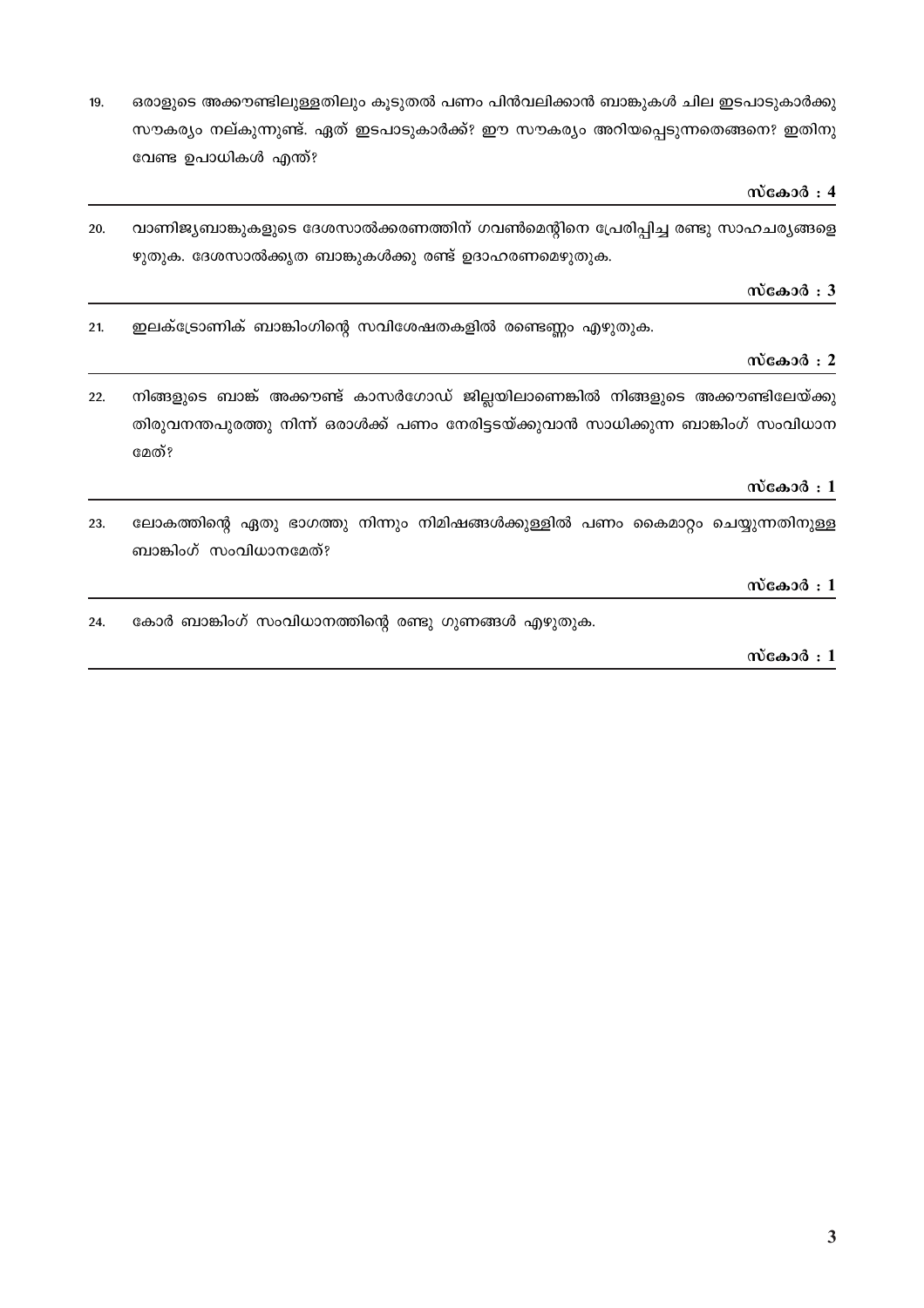19. ഒരാളുടെ അക്കൗണ്ടിലുള്ളതിലും കൂടുതൽ പണം പിൻവലിക്കാൻ ബാങ്കുകൾ ചില ഇടപാടുകാർക്കു സൗകര്യം നല്കുന്നുണ്ട്. ഏത് ഇടപാടുകാർക്ക്? ഈ സൗകര്യം അറിയപ്പെടുന്നതെങ്ങനെ? ഇതിനു വേണ്ട ഉപാധികൾ എന്ത്?

**സ്കോർ : 4**

20. വാണിജ്യബാങ്കുകളുടെ ദേശസാൽക്കരണത്തിന് ഗവൺമെന്റിനെ പ്രേരിപ്പിച്ച രണ്ടു സാഹചര്യങ്ങളെ ഴുതുക. ദേശസാൽക്കൃത ബാങ്കുകൾക്കു രണ്ട് ഉദാഹരണമെഴുതുക.

**സ്കോർ : 3**

21. ഇലക്ട്രോണിക് ബാങ്കിംഗിന്റെ സവിശേഷതകളിൽ രണ്ടെണ്ണം എഴുതുക.

**സ്കോർ : 2**

22. നിങ്ങളുടെ ബാങ്ക് അക്കൗണ്ട് കാസർഗോഡ് ജില്ലയിലാണെങ്കിൽ നിങ്ങളുടെ അക്കൗണ്ടിലേയ്ക്കു തിരുവനന്തപുരത്തു നിന്ന് ഒരാൾക്ക് പണം നേരിട്ടടയ്ക്കുവാൻ സാധിക്കുന്ന ബാങ്കിംഗ് സംവിധാനമേത്?

**സ്കോർ : 1**

23. ലോകത്തിന്റെ ഏതു ഭാഗത്തു നിന്നും നിമിഷങ്ങൾക്കുള്ളിൽ പണം കൈമാറ്റം ചെയ്യുന്നതിനുള്ള ബാങ്കിംഗ് സംവിധാനമേത്?

**സ്കോർ : 1**

24. കോർ ബാങ്കിംഗ് സംവിധാനത്തിന്റെ രണ്ടു ഗുണങ്ങൾ എഴുതുക.

**സ്കോർ : 1**